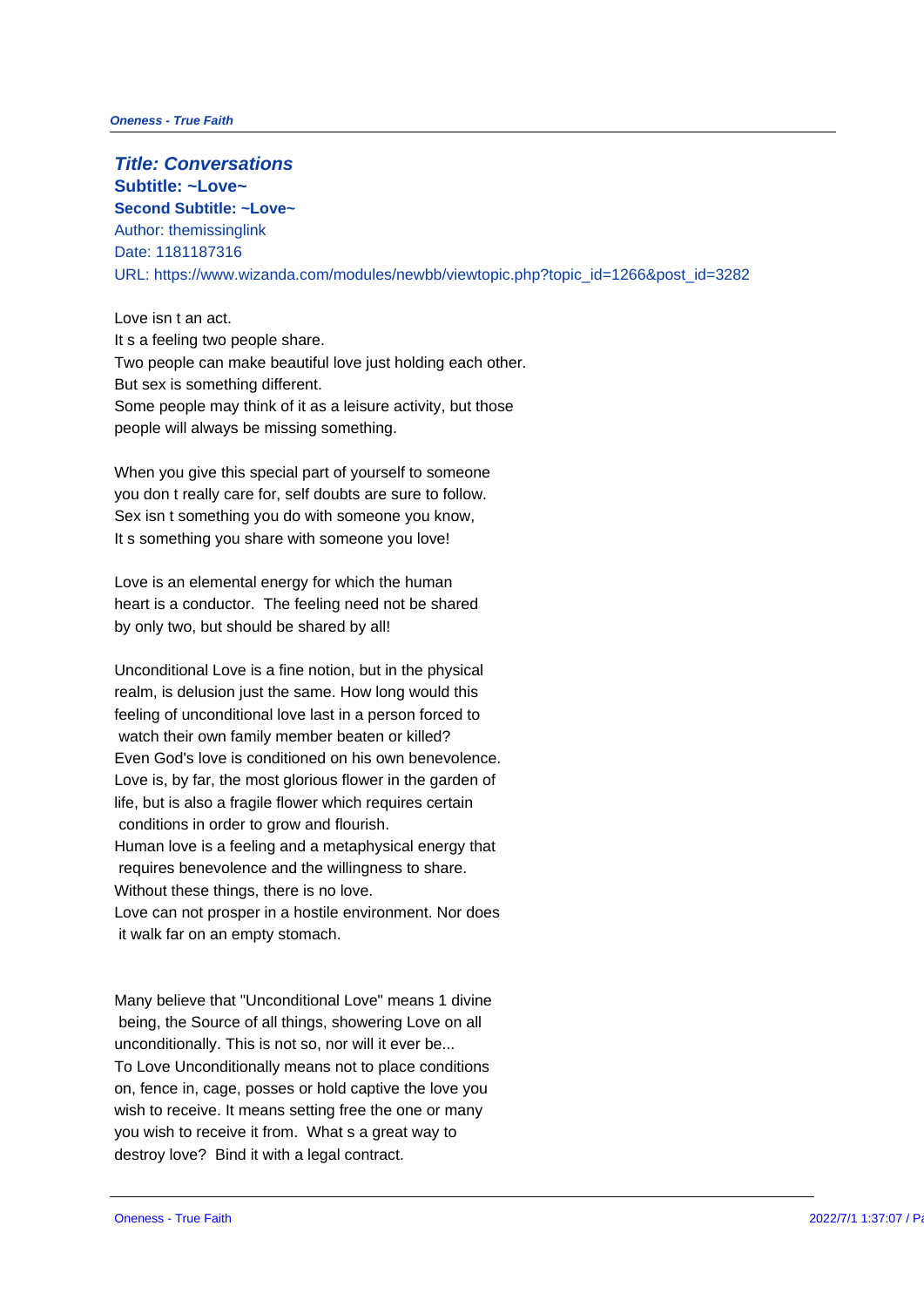## Title: Conversations

**Subtitle: ~Love~**

**Second Subtitle: ~Love~**

Author: themissinglink

Date: 1181187316

URL: https://www.wizanda.com/modules/newbb/viewtopic.php?topic_id=1266&post_id=3282

Love isn t an act.
It s a feeling two people share.
Two people can make beautiful love just holding each other.
But sex is something different.
Some people may think of it as a leisure activity, but those people will always be missing something.

When you give this special part of yourself to someone you don t really care for, self doubts are sure to follow.
Sex isn t something you do with someone you know,
It s something you share with someone you love!

Love is an elemental energy for which the human heart is a conductor. The feeling need not be shared by only two, but should be shared by all!

Unconditional Love is a fine notion, but in the physical realm, is delusion just the same. How long would this feeling of unconditional love last in a person forced to watch their own family member beaten or killed?
Even God's love is conditioned on his own benevolence.
Love is, by far, the most glorious flower in the garden of life, but is also a fragile flower which requires certain conditions in order to grow and flourish.
Human love is a feeling and a metaphysical energy that requires benevolence and the willingness to share.
Without these things, there is no love.
Love can not prosper in a hostile environment. Nor does it walk far on an empty stomach.

Many believe that "Unconditional Love" means 1 divine being, the Source of all things, showering Love on all unconditionally. This is not so, nor will it ever be...
To Love Unconditionally means not to place conditions on, fence in, cage, posses or hold captive the love you wish to receive. It means setting free the one or many you wish to receive it from. What s a great way to destroy love? Bind it with a legal contract.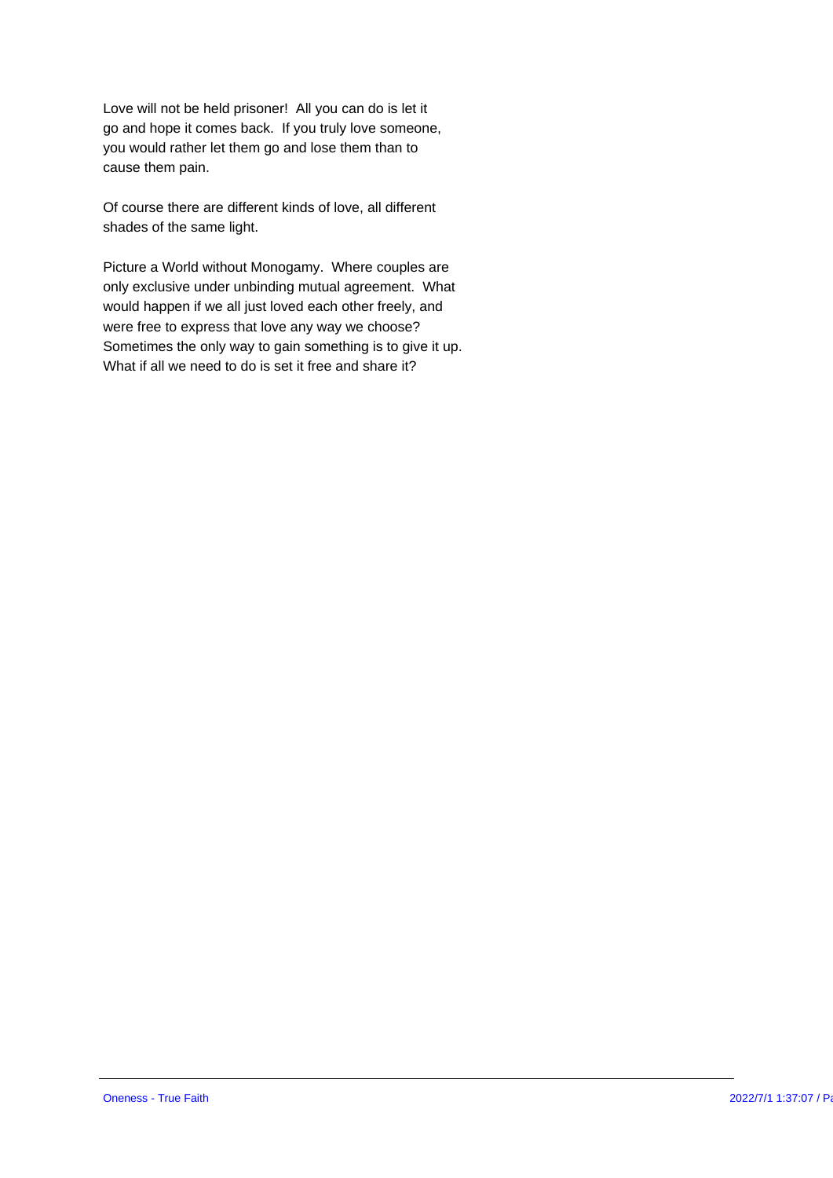Love will not be held prisoner!  All you can do is let it go and hope it comes back.  If you truly love someone, you would rather let them go and lose them than to cause them pain.

Of course there are different kinds of love, all different shades of the same light.

Picture a World without Monogamy.  Where couples are only exclusive under unbinding mutual agreement.  What would happen if we all just loved each other freely, and were free to express that love any way we choose? Sometimes the only way to gain something is to give it up. What if all we need to do is set it free and share it?